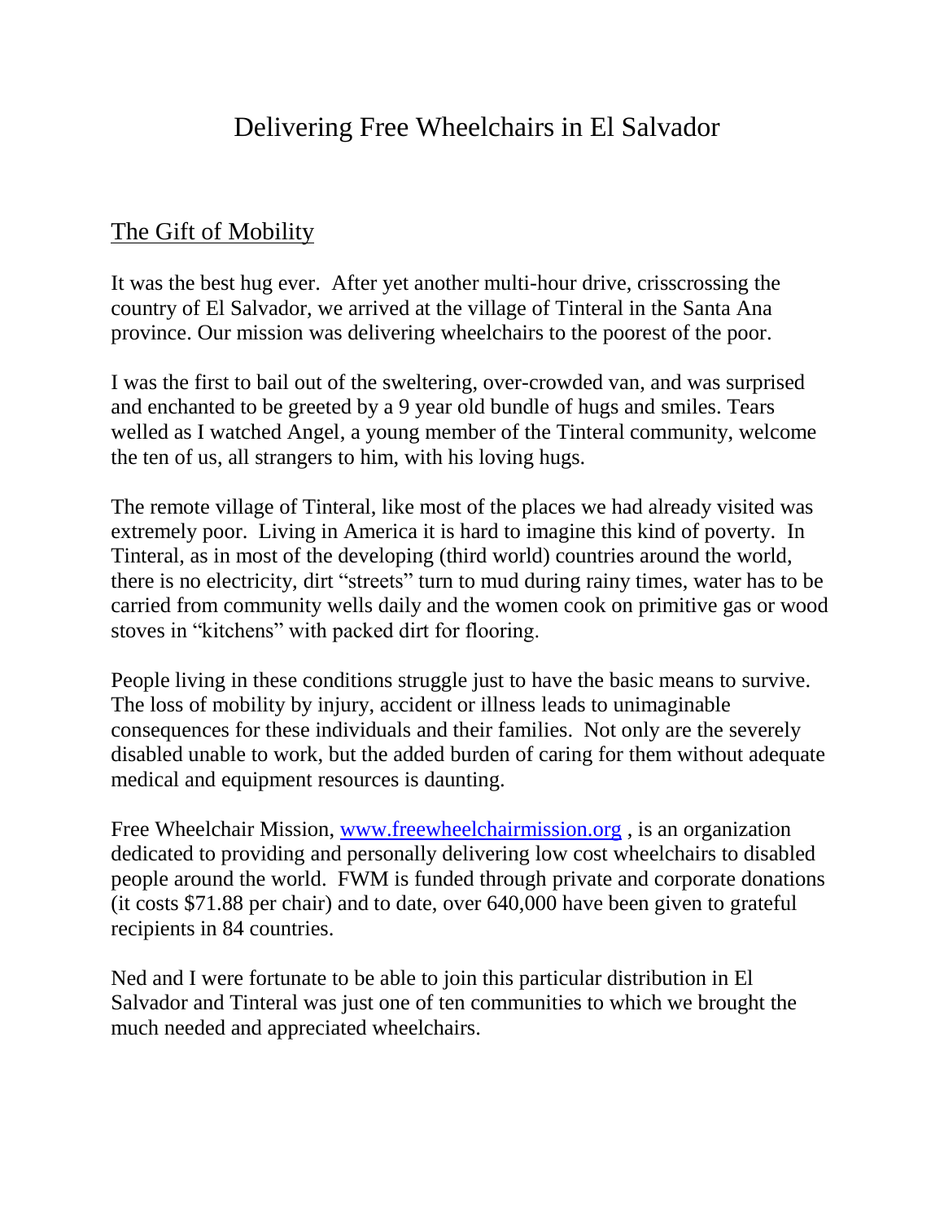# Delivering Free Wheelchairs in El Salvador

## The Gift of Mobility

It was the best hug ever. After yet another multi-hour drive, crisscrossing the country of El Salvador, we arrived at the village of Tinteral in the Santa Ana province. Our mission was delivering wheelchairs to the poorest of the poor.

I was the first to bail out of the sweltering, over-crowded van, and was surprised and enchanted to be greeted by a 9 year old bundle of hugs and smiles. Tears welled as I watched Angel, a young member of the Tinteral community, welcome the ten of us, all strangers to him, with his loving hugs.

The remote village of Tinteral, like most of the places we had already visited was extremely poor. Living in America it is hard to imagine this kind of poverty. In Tinteral, as in most of the developing (third world) countries around the world, there is no electricity, dirt "streets" turn to mud during rainy times, water has to be carried from community wells daily and the women cook on primitive gas or wood stoves in "kitchens" with packed dirt for flooring.

People living in these conditions struggle just to have the basic means to survive. The loss of mobility by injury, accident or illness leads to unimaginable consequences for these individuals and their families. Not only are the severely disabled unable to work, but the added burden of caring for them without adequate medical and equipment resources is daunting.

Free Wheelchair Mission, www.freewheelchairmission.org , is an organization dedicated to providing and personally delivering low cost wheelchairs to disabled people around the world. FWM is funded through private and corporate donations (it costs $71.88 per chair) and to date, over 640,000 have been given to grateful recipients in 84 countries.

Ned and I were fortunate to be able to join this particular distribution in El Salvador and Tinteral was just one of ten communities to which we brought the much needed and appreciated wheelchairs.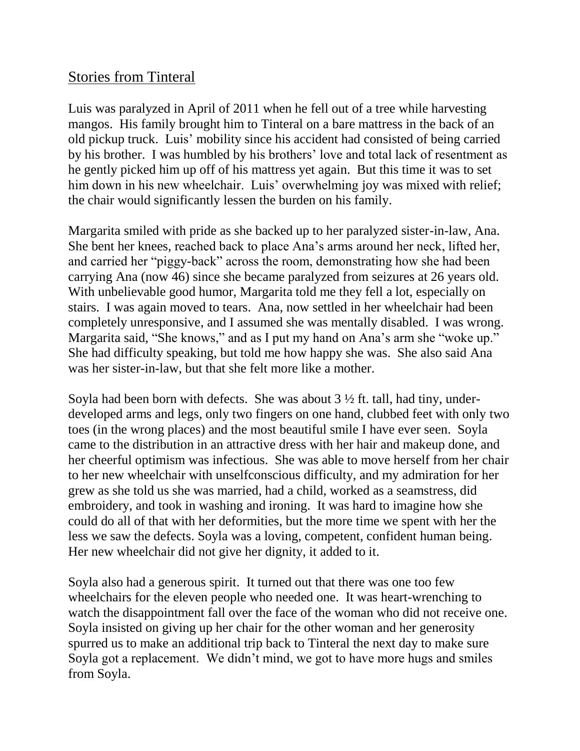# Stories from Tinteral

Luis was paralyzed in April of 2011 when he fell out of a tree while harvesting mangos. His family brought him to Tinteral on a bare mattress in the back of an old pickup truck. Luis' mobility since his accident had consisted of being carried by his brother. I was humbled by his brothers' love and total lack of resentment as he gently picked him up off of his mattress yet again. But this time it was to set him down in his new wheelchair. Luis' overwhelming joy was mixed with relief; the chair would significantly lessen the burden on his family.

Margarita smiled with pride as she backed up to her paralyzed sister-in-law, Ana. She bent her knees, reached back to place Ana's arms around her neck, lifted her, and carried her "piggy-back" across the room, demonstrating how she had been carrying Ana (now 46) since she became paralyzed from seizures at 26 years old. With unbelievable good humor, Margarita told me they fell a lot, especially on stairs. I was again moved to tears. Ana, now settled in her wheelchair had been completely unresponsive, and I assumed she was mentally disabled. I was wrong. Margarita said, "She knows," and as I put my hand on Ana's arm she "woke up." She had difficulty speaking, but told me how happy she was. She also said Ana was her sister-in-law, but that she felt more like a mother.

Soyla had been born with defects. She was about 3 ½ ft. tall, had tiny, under-developed arms and legs, only two fingers on one hand, clubbed feet with only two toes (in the wrong places) and the most beautiful smile I have ever seen. Soyla came to the distribution in an attractive dress with her hair and makeup done, and her cheerful optimism was infectious. She was able to move herself from her chair to her new wheelchair with unselfconscious difficulty, and my admiration for her grew as she told us she was married, had a child, worked as a seamstress, did embroidery, and took in washing and ironing. It was hard to imagine how she could do all of that with her deformities, but the more time we spent with her the less we saw the defects. Soyla was a loving, competent, confident human being. Her new wheelchair did not give her dignity, it added to it.

Soyla also had a generous spirit. It turned out that there was one too few wheelchairs for the eleven people who needed one. It was heart-wrenching to watch the disappointment fall over the face of the woman who did not receive one. Soyla insisted on giving up her chair for the other woman and her generosity spurred us to make an additional trip back to Tinteral the next day to make sure Soyla got a replacement. We didn't mind, we got to have more hugs and smiles from Soyla.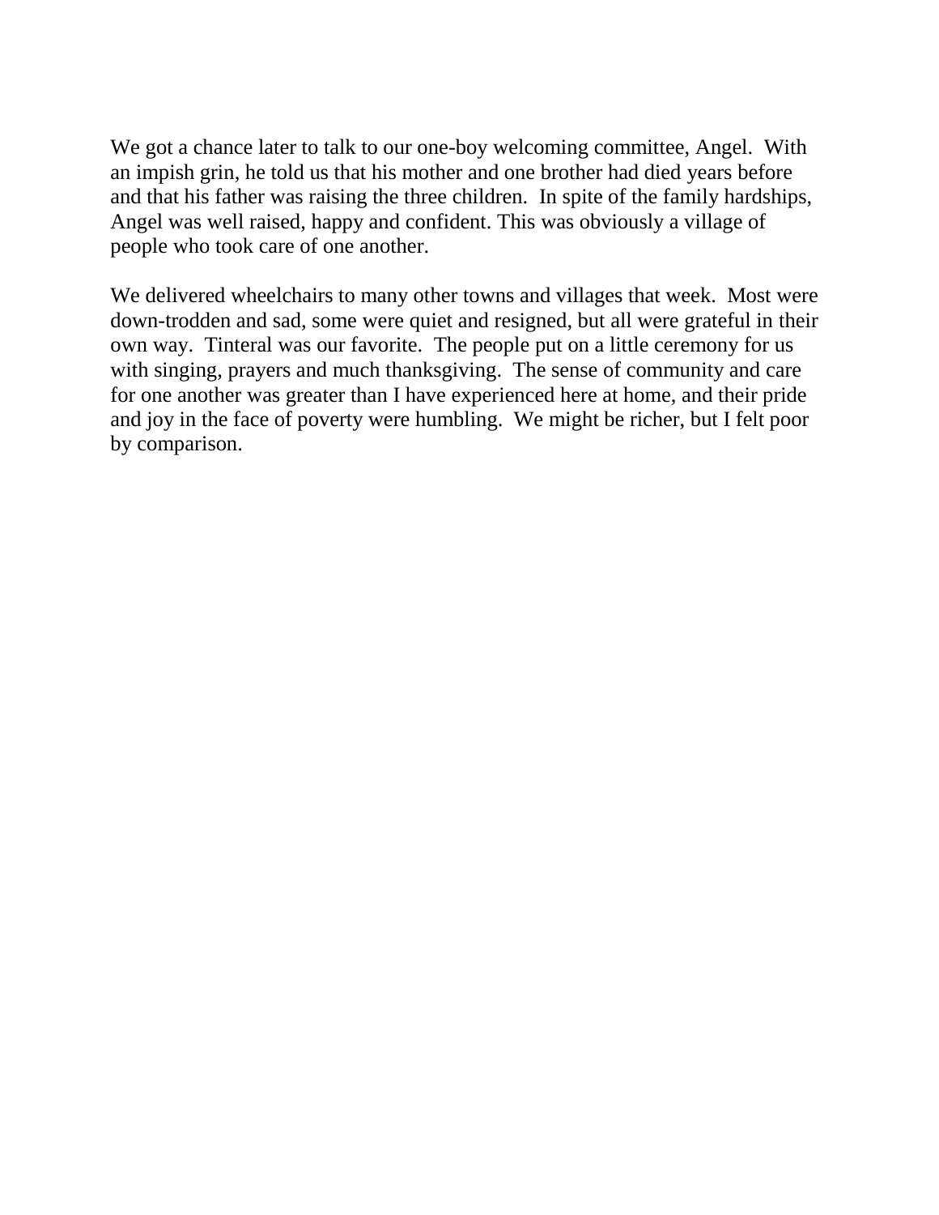We got a chance later to talk to our one-boy welcoming committee, Angel. With an impish grin, he told us that his mother and one brother had died years before and that his father was raising the three children. In spite of the family hardships, Angel was well raised, happy and confident. This was obviously a village of people who took care of one another.

We delivered wheelchairs to many other towns and villages that week. Most were down-trodden and sad, some were quiet and resigned, but all were grateful in their own way. Tinteral was our favorite. The people put on a little ceremony for us with singing, prayers and much thanksgiving. The sense of community and care for one another was greater than I have experienced here at home, and their pride and joy in the face of poverty were humbling. We might be richer, but I felt poor by comparison.